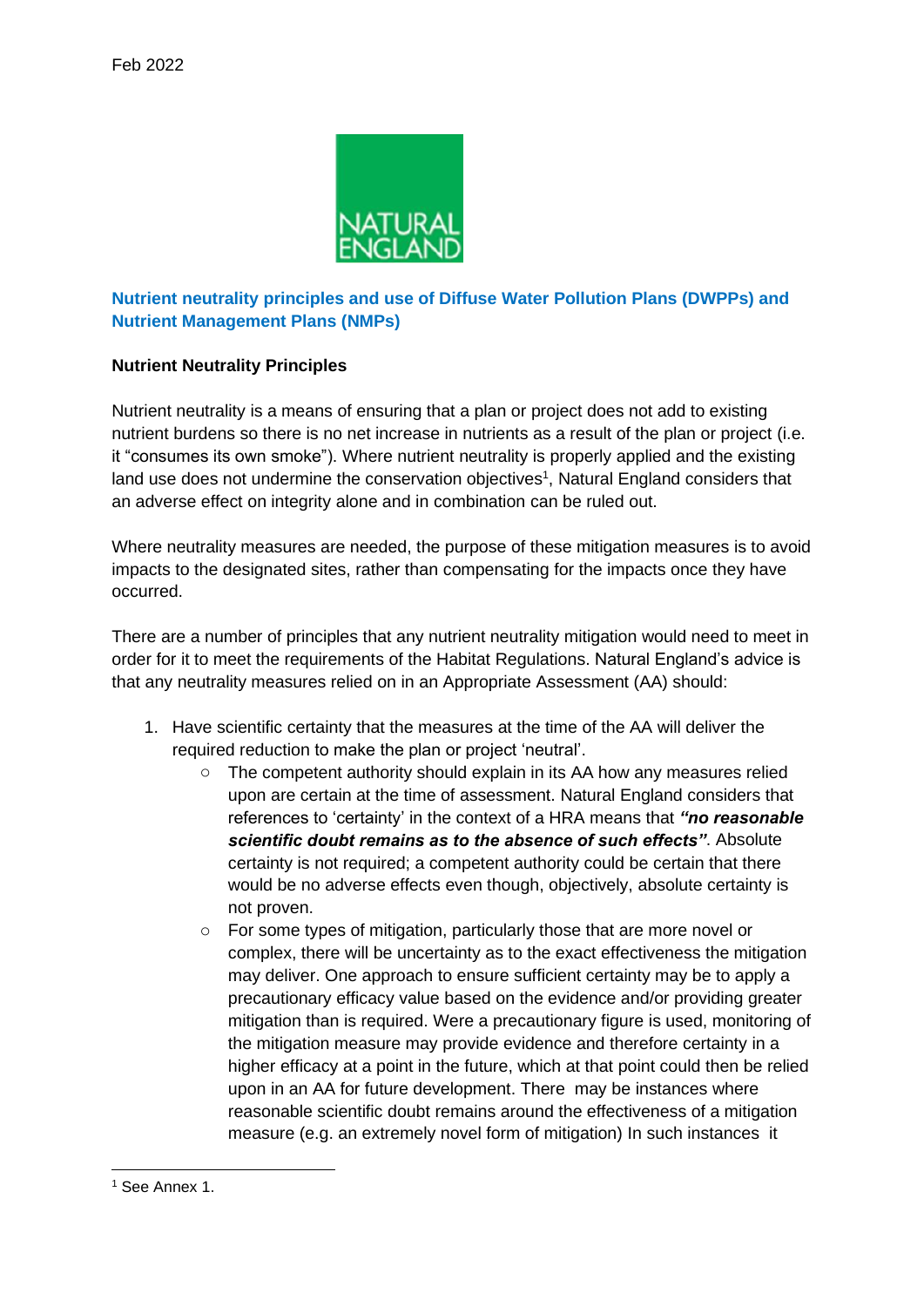Feb 2022

NATURAL ENGLAND

## Nutrient neutrality principles and use of Diffuse Water Pollution Plans (DWPPs) and Nutrient Management Plans (NMPs)

### Nutrient Neutrality Principles

Nutrient neutrality is a means of ensuring that a plan or project does not add to existing nutrient burdens so there is no net increase in nutrients as a result of the plan or project (i.e. it "consumes its own smoke"). Where nutrient neutrality is properly applied and the existing land use does not undermine the conservation objectives[1], Natural England considers that an adverse effect on integrity alone and in combination can be ruled out.

Where neutrality measures are needed, the purpose of these mitigation measures is to avoid impacts to the designated sites, rather than compensating for the impacts once they have occurred.

There are a number of principles that any nutrient neutrality mitigation would need to meet in order for it to meet the requirements of the Habitat Regulations. Natural England's advice is that any neutrality measures relied on in an Appropriate Assessment (AA) should:

1. Have scientific certainty that the measures at the time of the AA will deliver the required reduction to make the plan or project 'neutral'.
    - The competent authority should explain in its AA how any measures relied upon are certain at the time of assessment. Natural England considers that references to 'certainty' in the context of a HRA means that ***"no reasonable scientific doubt remains as to the absence of such effects"***. Absolute certainty is not required; a competent authority could be certain that there would be no adverse effects even though, objectively, absolute certainty is not proven.
    - For some types of mitigation, particularly those that are more novel or complex, there will be uncertainty as to the exact effectiveness the mitigation may deliver. One approach to ensure sufficient certainty may be to apply a precautionary efficacy value based on the evidence and/or providing greater mitigation than is required. Were a precautionary figure is used, monitoring of the mitigation measure may provide evidence and therefore certainty in a higher efficacy at a point in the future, which at that point could then be relied upon in an AA for future development. There may be instances where reasonable scientific doubt remains around the effectiveness of a mitigation measure (e.g. an extremely novel form of mitigation) In such instances it

[1] See Annex 1.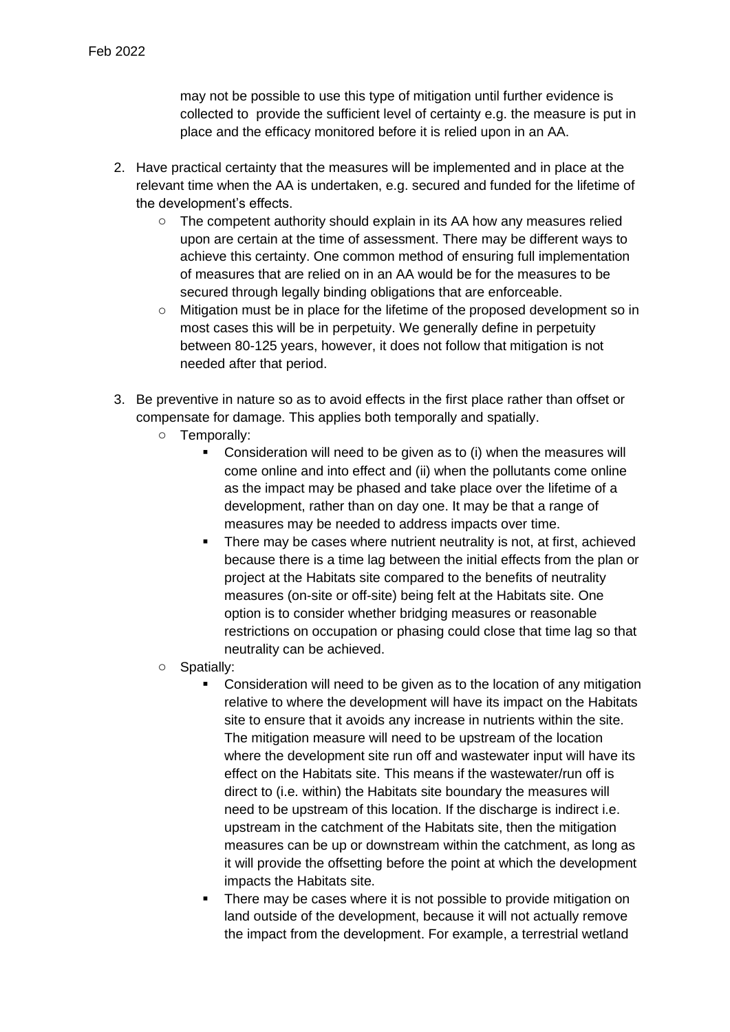may not be possible to use this type of mitigation until further evidence is collected to provide the sufficient level of certainty e.g. the measure is put in place and the efficacy monitored before it is relied upon in an AA.

2. Have practical certainty that the measures will be implemented and in place at the relevant time when the AA is undertaken, e.g. secured and funded for the lifetime of the development's effects.
   - The competent authority should explain in its AA how any measures relied upon are certain at the time of assessment. There may be different ways to achieve this certainty. One common method of ensuring full implementation of measures that are relied on in an AA would be for the measures to be secured through legally binding obligations that are enforceable.
   - Mitigation must be in place for the lifetime of the proposed development so in most cases this will be in perpetuity. We generally define in perpetuity between 80-125 years, however, it does not follow that mitigation is not needed after that period.

3. Be preventive in nature so as to avoid effects in the first place rather than offset or compensate for damage. This applies both temporally and spatially.
   - Temporally:
     - Consideration will need to be given as to (i) when the measures will come online and into effect and (ii) when the pollutants come online as the impact may be phased and take place over the lifetime of a development, rather than on day one. It may be that a range of measures may be needed to address impacts over time.
     - There may be cases where nutrient neutrality is not, at first, achieved because there is a time lag between the initial effects from the plan or project at the Habitats site compared to the benefits of neutrality measures (on-site or off-site) being felt at the Habitats site. One option is to consider whether bridging measures or reasonable restrictions on occupation or phasing could close that time lag so that neutrality can be achieved.
   - Spatially:
     - Consideration will need to be given as to the location of any mitigation relative to where the development will have its impact on the Habitats site to ensure that it avoids any increase in nutrients within the site. The mitigation measure will need to be upstream of the location where the development site run off and wastewater input will have its effect on the Habitats site. This means if the wastewater/run off is direct to (i.e. within) the Habitats site boundary the measures will need to be upstream of this location. If the discharge is indirect i.e. upstream in the catchment of the Habitats site, then the mitigation measures can be up or downstream within the catchment, as long as it will provide the offsetting before the point at which the development impacts the Habitats site.
     - There may be cases where it is not possible to provide mitigation on land outside of the development, because it will not actually remove the impact from the development. For example, a terrestrial wetland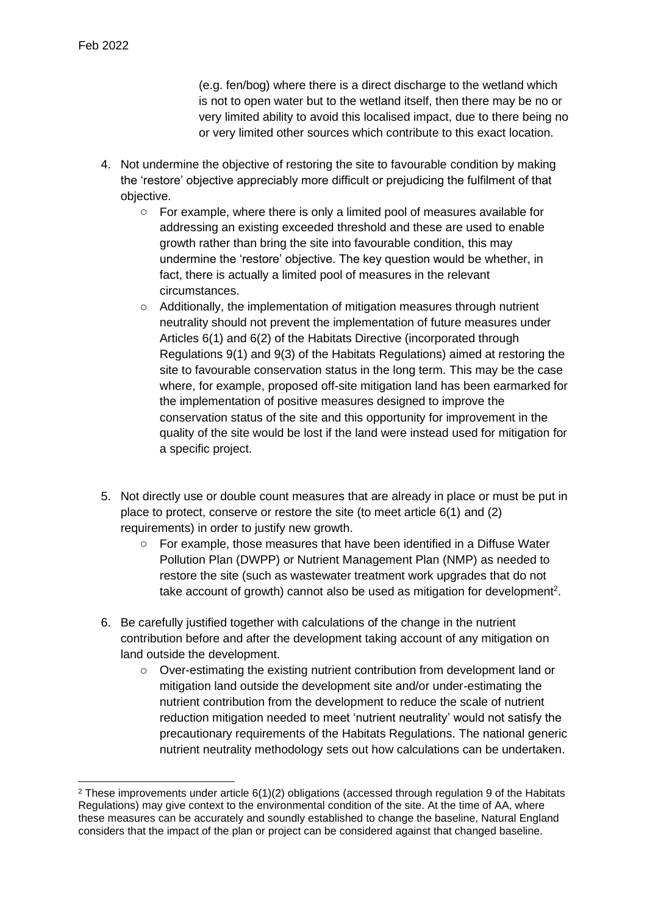(e.g. fen/bog) where there is a direct discharge to the wetland which is not to open water but to the wetland itself, then there may be no or very limited ability to avoid this localised impact, due to there being no or very limited other sources which contribute to this exact location.

4. Not undermine the objective of restoring the site to favourable condition by making the 'restore' objective appreciably more difficult or prejudicing the fulfilment of that objective.
    - For example, where there is only a limited pool of measures available for addressing an existing exceeded threshold and these are used to enable growth rather than bring the site into favourable condition, this may undermine the 'restore' objective. The key question would be whether, in fact, there is actually a limited pool of measures in the relevant circumstances.
    - Additionally, the implementation of mitigation measures through nutrient neutrality should not prevent the implementation of future measures under Articles 6(1) and 6(2) of the Habitats Directive (incorporated through Regulations 9(1) and 9(3) of the Habitats Regulations) aimed at restoring the site to favourable conservation status in the long term. This may be the case where, for example, proposed off-site mitigation land has been earmarked for the implementation of positive measures designed to improve the conservation status of the site and this opportunity for improvement in the quality of the site would be lost if the land were instead used for mitigation for a specific project.

5. Not directly use or double count measures that are already in place or must be put in place to protect, conserve or restore the site (to meet article 6(1) and (2) requirements) in order to justify new growth.
    - For example, those measures that have been identified in a Diffuse Water Pollution Plan (DWPP) or Nutrient Management Plan (NMP) as needed to restore the site (such as wastewater treatment work upgrades that do not take account of growth) cannot also be used as mitigation for development[2].

6. Be carefully justified together with calculations of the change in the nutrient contribution before and after the development taking account of any mitigation on land outside the development.
    - Over-estimating the existing nutrient contribution from development land or mitigation land outside the development site and/or under-estimating the nutrient contribution from the development to reduce the scale of nutrient reduction mitigation needed to meet 'nutrient neutrality' would not satisfy the precautionary requirements of the Habitats Regulations. The national generic nutrient neutrality methodology sets out how calculations can be undertaken.

---

[2] These improvements under article 6(1)(2) obligations (accessed through regulation 9 of the Habitats Regulations) may give context to the environmental condition of the site. At the time of AA, where these measures can be accurately and soundly established to change the baseline, Natural England considers that the impact of the plan or project can be considered against that changed baseline.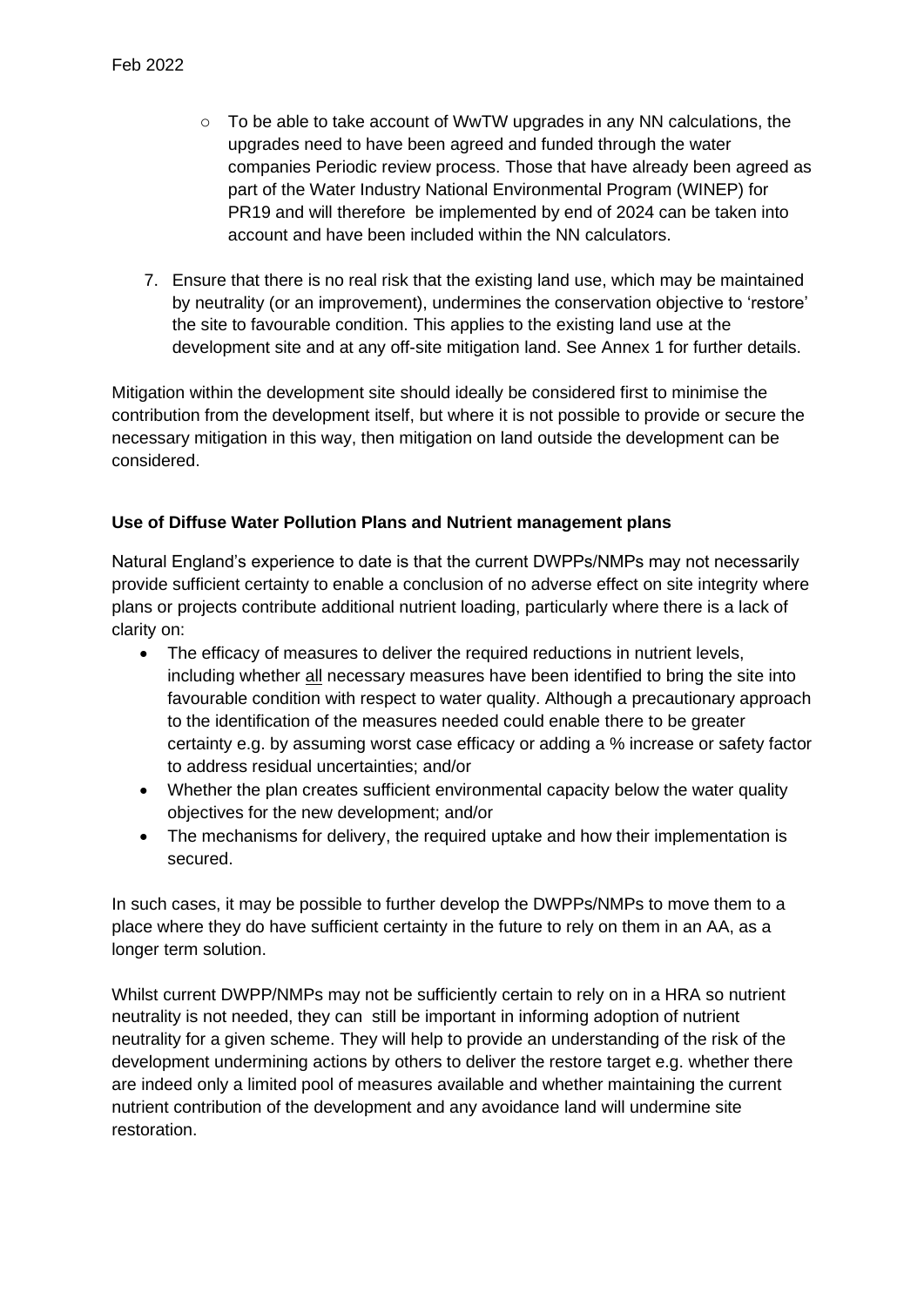- To be able to take account of WwTW upgrades in any NN calculations, the upgrades need to have been agreed and funded through the water companies Periodic review process. Those that have already been agreed as part of the Water Industry National Environmental Program (WINEP) for PR19 and will therefore be implemented by end of 2024 can be taken into account and have been included within the NN calculators.

7. Ensure that there is no real risk that the existing land use, which may be maintained by neutrality (or an improvement), undermines the conservation objective to 'restore' the site to favourable condition. This applies to the existing land use at the development site and at any off-site mitigation land. See Annex 1 for further details.

Mitigation within the development site should ideally be considered first to minimise the contribution from the development itself, but where it is not possible to provide or secure the necessary mitigation in this way, then mitigation on land outside the development can be considered.

**Use of Diffuse Water Pollution Plans and Nutrient management plans**

Natural England's experience to date is that the current DWPPs/NMPs may not necessarily provide sufficient certainty to enable a conclusion of no adverse effect on site integrity where plans or projects contribute additional nutrient loading, particularly where there is a lack of clarity on:

- The efficacy of measures to deliver the required reductions in nutrient levels, including whether <u>all</u> necessary measures have been identified to bring the site into favourable condition with respect to water quality. Although a precautionary approach to the identification of the measures needed could enable there to be greater certainty e.g. by assuming worst case efficacy or adding a % increase or safety factor to address residual uncertainties; and/or
- Whether the plan creates sufficient environmental capacity below the water quality objectives for the new development; and/or
- The mechanisms for delivery, the required uptake and how their implementation is secured.

In such cases, it may be possible to further develop the DWPPs/NMPs to move them to a place where they do have sufficient certainty in the future to rely on them in an AA, as a longer term solution.

Whilst current DWPP/NMPs may not be sufficiently certain to rely on in a HRA so nutrient neutrality is not needed, they can still be important in informing adoption of nutrient neutrality for a given scheme. They will help to provide an understanding of the risk of the development undermining actions by others to deliver the restore target e.g. whether there are indeed only a limited pool of measures available and whether maintaining the current nutrient contribution of the development and any avoidance land will undermine site restoration.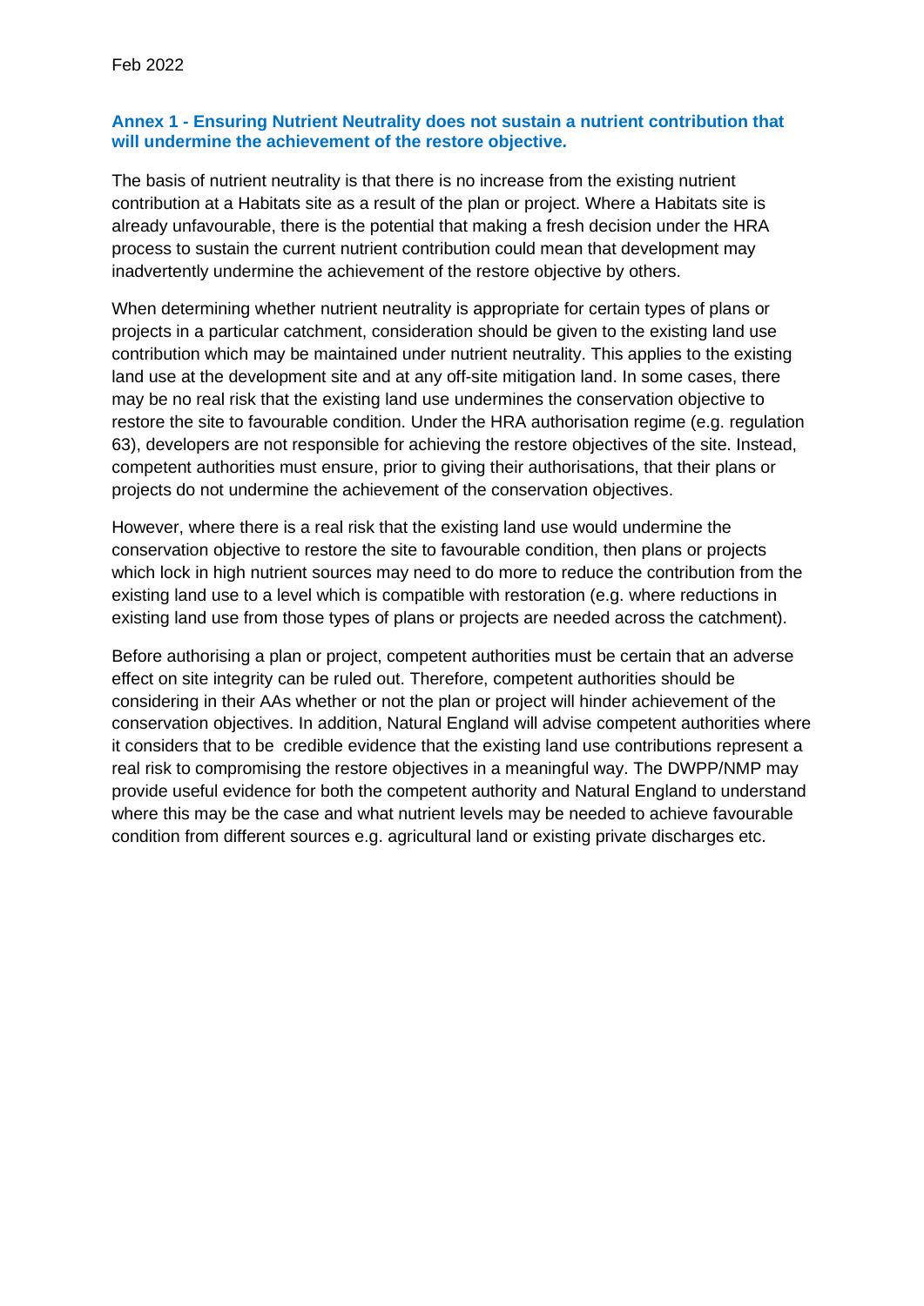## Annex 1 - Ensuring Nutrient Neutrality does not sustain a nutrient contribution that will undermine the achievement of the restore objective.

The basis of nutrient neutrality is that there is no increase from the existing nutrient contribution at a Habitats site as a result of the plan or project. Where a Habitats site is already unfavourable, there is the potential that making a fresh decision under the HRA process to sustain the current nutrient contribution could mean that development may inadvertently undermine the achievement of the restore objective by others.

When determining whether nutrient neutrality is appropriate for certain types of plans or projects in a particular catchment, consideration should be given to the existing land use contribution which may be maintained under nutrient neutrality. This applies to the existing land use at the development site and at any off-site mitigation land. In some cases, there may be no real risk that the existing land use undermines the conservation objective to restore the site to favourable condition. Under the HRA authorisation regime (e.g. regulation 63), developers are not responsible for achieving the restore objectives of the site. Instead, competent authorities must ensure, prior to giving their authorisations, that their plans or projects do not undermine the achievement of the conservation objectives.

However, where there is a real risk that the existing land use would undermine the conservation objective to restore the site to favourable condition, then plans or projects which lock in high nutrient sources may need to do more to reduce the contribution from the existing land use to a level which is compatible with restoration (e.g. where reductions in existing land use from those types of plans or projects are needed across the catchment).

Before authorising a plan or project, competent authorities must be certain that an adverse effect on site integrity can be ruled out. Therefore, competent authorities should be considering in their AAs whether or not the plan or project will hinder achievement of the conservation objectives. In addition, Natural England will advise competent authorities where it considers that to be credible evidence that the existing land use contributions represent a real risk to compromising the restore objectives in a meaningful way. The DWPP/NMP may provide useful evidence for both the competent authority and Natural England to understand where this may be the case and what nutrient levels may be needed to achieve favourable condition from different sources e.g. agricultural land or existing private discharges etc.